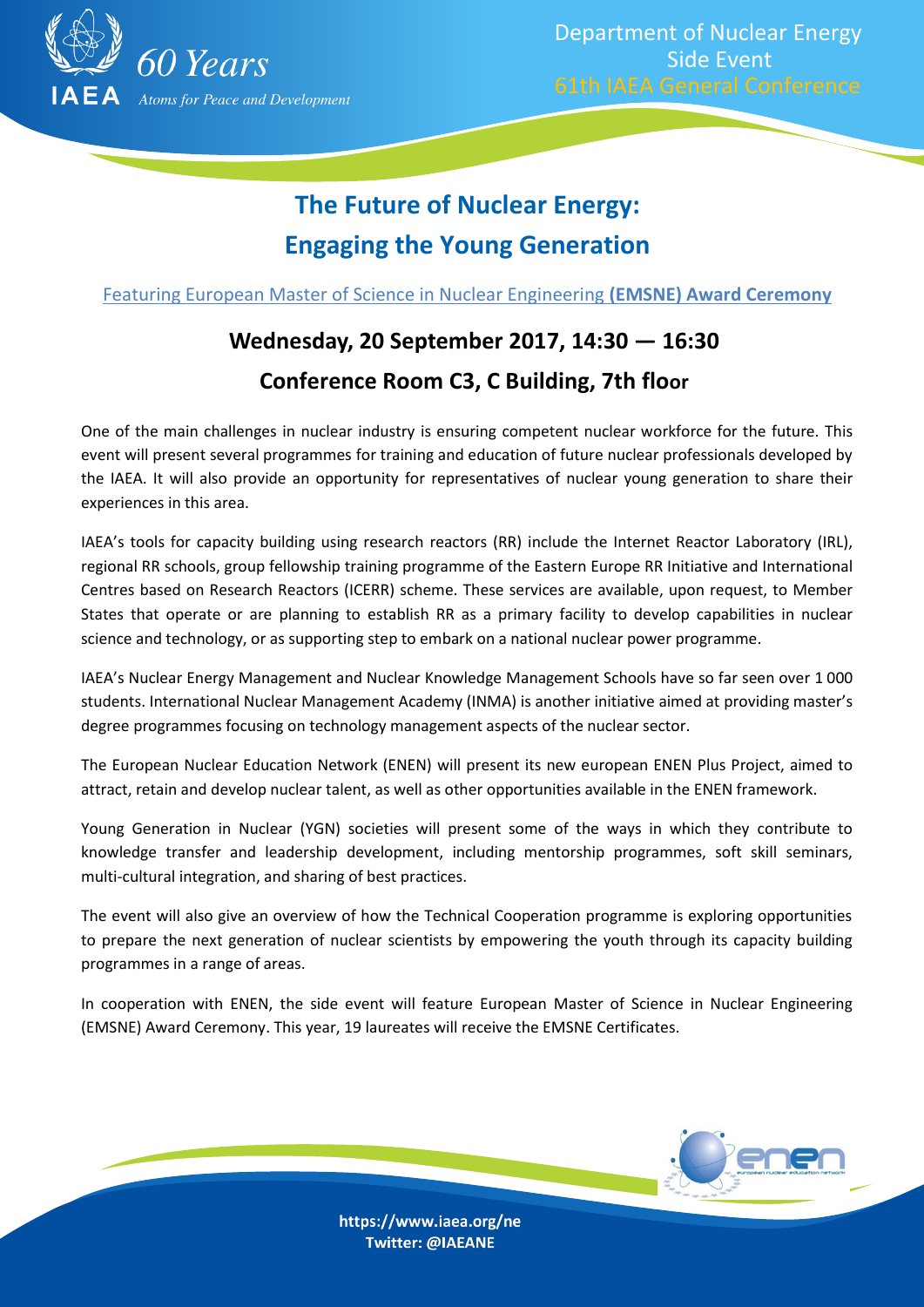60 Years

IAEA *Atoms for Peace and Development*

Department of Nuclear Energy
Side Event
61th IAEA General Conference

# The Future of Nuclear Energy: Engaging the Young Generation

Featuring European Master of Science in Nuclear Engineering **(EMSNE) Award Ceremony**

## Wednesday, 20 September 2017, 14:30 — 16:30

## Conference Room C3, C Building, 7th floor

One of the main challenges in nuclear industry is ensuring competent nuclear workforce for the future. This event will present several programmes for training and education of future nuclear professionals developed by the IAEA. It will also provide an opportunity for representatives of nuclear young generation to share their experiences in this area.

IAEA's tools for capacity building using research reactors (RR) include the Internet Reactor Laboratory (IRL), regional RR schools, group fellowship training programme of the Eastern Europe RR Initiative and International Centres based on Research Reactors (ICERR) scheme. These services are available, upon request, to Member States that operate or are planning to establish RR as a primary facility to develop capabilities in nuclear science and technology, or as supporting step to embark on a national nuclear power programme.

IAEA's Nuclear Energy Management and Nuclear Knowledge Management Schools have so far seen over 1 000 students. International Nuclear Management Academy (INMA) is another initiative aimed at providing master's degree programmes focusing on technology management aspects of the nuclear sector.

The European Nuclear Education Network (ENEN) will present its new european ENEN Plus Project, aimed to attract, retain and develop nuclear talent, as well as other opportunities available in the ENEN framework.

Young Generation in Nuclear (YGN) societies will present some of the ways in which they contribute to knowledge transfer and leadership development, including mentorship programmes, soft skill seminars, multi-cultural integration, and sharing of best practices.

The event will also give an overview of how the Technical Cooperation programme is exploring opportunities to prepare the next generation of nuclear scientists by empowering the youth through its capacity building programmes in a range of areas.

In cooperation with ENEN, the side event will feature European Master of Science in Nuclear Engineering (EMSNE) Award Ceremony. This year, 19 laureates will receive the EMSNE Certificates.

enen — european nuclear education network

**https://www.iaea.org/ne**
**Twitter: @IAEANE**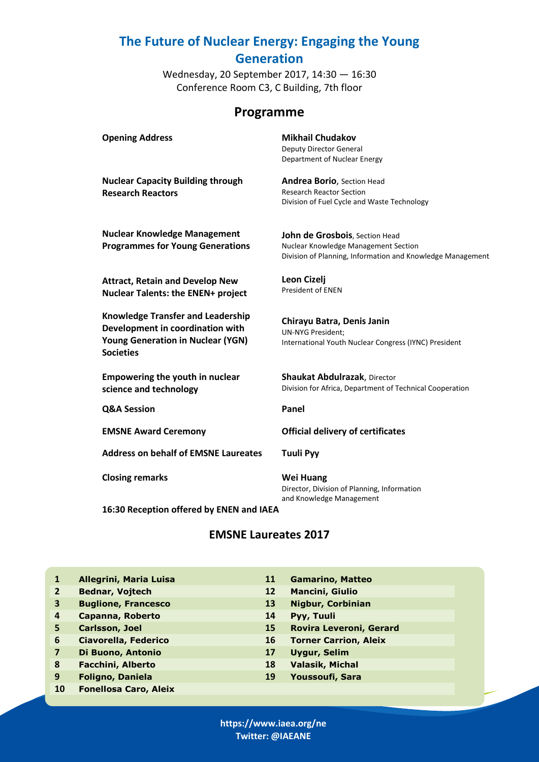# The Future of Nuclear Energy: Engaging the Young Generation

Wednesday, 20 September 2017, 14:30 — 16:30
Conference Room C3, C Building, 7th floor

## Programme

| | |
|---|---|
| **Opening Address** | **Mikhail Chudakov**<br>Deputy Director General<br>Department of Nuclear Energy |
| **Nuclear Capacity Building through Research Reactors** | **Andrea Borio**, Section Head<br>Research Reactor Section<br>Division of Fuel Cycle and Waste Technology |
| **Nuclear Knowledge Management Programmes for Young Generations** | **John de Grosbois**, Section Head<br>Nuclear Knowledge Management Section<br>Division of Planning, Information and Knowledge Management |
| **Attract, Retain and Develop New Nuclear Talents: the ENEN+ project** | **Leon Cizelj**<br>President of ENEN |
| **Knowledge Transfer and Leadership Development in coordination with Young Generation in Nuclear (YGN) Societies** | **Chirayu Batra, Denis Janin**<br>UN-NYG President;<br>International Youth Nuclear Congress (IYNC) President |
| **Empowering the youth in nuclear science and technology** | **Shaukat Abdulrazak**, Director<br>Division for Africa, Department of Technical Cooperation |
| **Q&A Session** | **Panel** |
| **EMSNE Award Ceremony** | **Official delivery of certificates** |
| **Address on behalf of EMSNE Laureates** | **Tuuli Pyy** |
| **Closing remarks** | **Wei Huang**<br>Director, Division of Planning, Information and Knowledge Management |

**16:30 Reception offered by ENEN and IAEA**

## EMSNE Laureates 2017

| | | | |
|---|---|---|---|
| 1 | **Allegrini, Maria Luisa** | 11 | **Gamarino, Matteo** |
| 2 | **Bednar, Vojtech** | 12 | **Mancini, Giulio** |
| 3 | **Buglione, Francesco** | 13 | **Nigbur, Corbinian** |
| 4 | **Capanna, Roberto** | 14 | **Pyy, Tuuli** |
| 5 | **Carlsson, Joel** | 15 | **Rovira Leveroni, Gerard** |
| 6 | **Ciavorella, Federico** | 16 | **Torner Carrion, Aleix** |
| 7 | **Di Buono, Antonio** | 17 | **Uygur, Selim** |
| 8 | **Facchini, Alberto** | 18 | **Valasik, Michal** |
| 9 | **Foligno, Daniela** | 19 | **Youssoufi, Sara** |
| 10 | **Fonellosa Caro, Aleix** | | |

**https://www.iaea.org/ne**
**Twitter: @IAEANE**